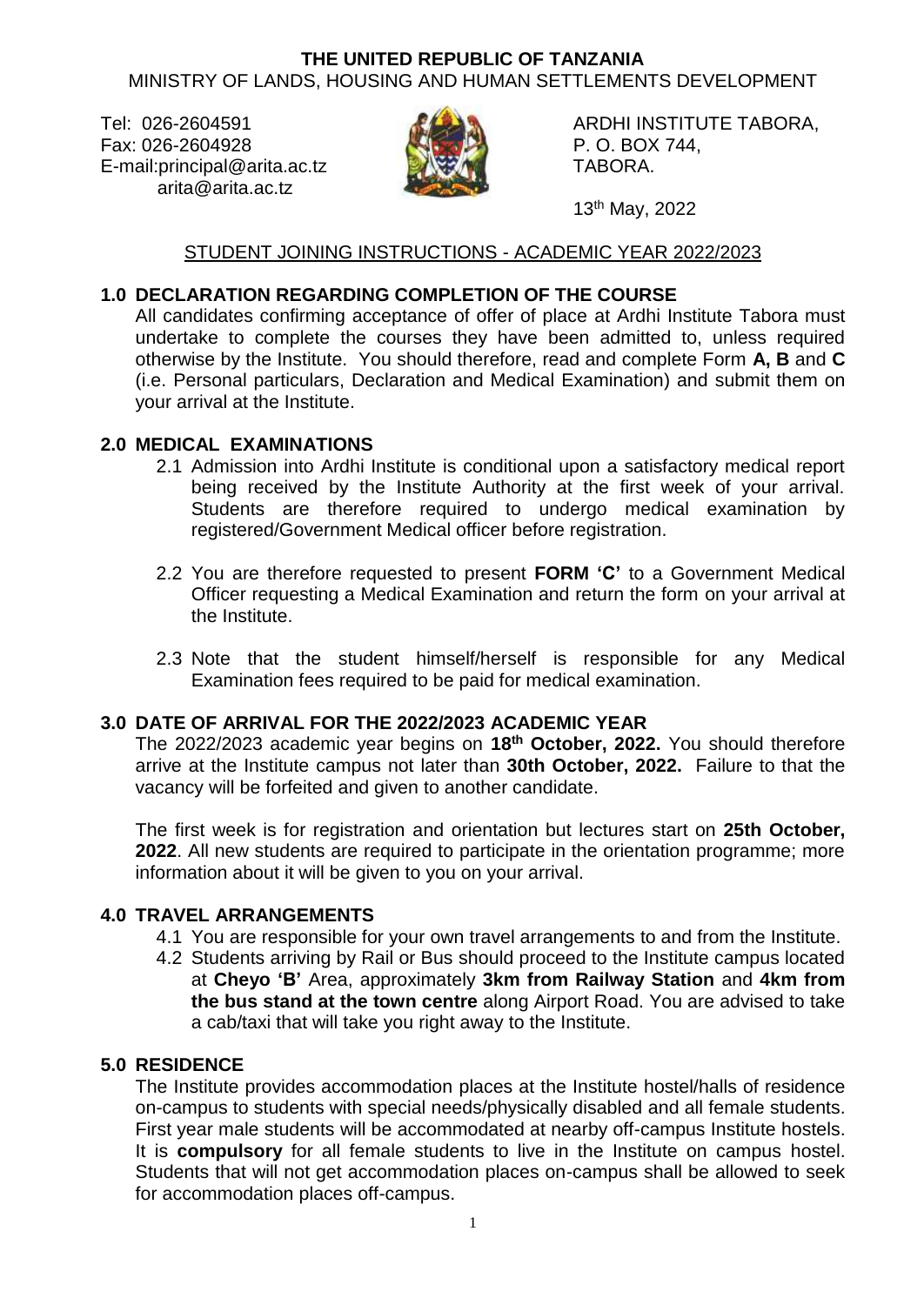**THE UNITED REPUBLIC OF TANZANIA**

MINISTRY OF LANDS, HOUSING AND HUMAN SETTLEMENTS DEVELOPMENT

Tel: 026-2604591
Fax: 026-2604928
E-mail:principal@arita.ac.tz
arita@arita.ac.tz

ARDHI INSTITUTE TABORA,
P. O. BOX 744,
TABORA.

13th May, 2022

## STUDENT JOINING INSTRUCTIONS - ACADEMIC YEAR 2022/2023

### 1.0 DECLARATION REGARDING COMPLETION OF THE COURSE

All candidates confirming acceptance of offer of place at Ardhi Institute Tabora must undertake to complete the courses they have been admitted to, unless required otherwise by the Institute. You should therefore, read and complete Form **A, B** and **C** (i.e. Personal particulars, Declaration and Medical Examination) and submit them on your arrival at the Institute.

### 2.0 MEDICAL EXAMINATIONS

2.1 Admission into Ardhi Institute is conditional upon a satisfactory medical report being received by the Institute Authority at the first week of your arrival. Students are therefore required to undergo medical examination by registered/Government Medical officer before registration.

2.2 You are therefore requested to present **FORM 'C'** to a Government Medical Officer requesting a Medical Examination and return the form on your arrival at the Institute.

2.3 Note that the student himself/herself is responsible for any Medical Examination fees required to be paid for medical examination.

### 3.0 DATE OF ARRIVAL FOR THE 2022/2023 ACADEMIC YEAR

The 2022/2023 academic year begins on **18th October, 2022.** You should therefore arrive at the Institute campus not later than **30th October, 2022.** Failure to that the vacancy will be forfeited and given to another candidate.

The first week is for registration and orientation but lectures start on **25th October, 2022**. All new students are required to participate in the orientation programme; more information about it will be given to you on your arrival.

### 4.0 TRAVEL ARRANGEMENTS

4.1 You are responsible for your own travel arrangements to and from the Institute.

4.2 Students arriving by Rail or Bus should proceed to the Institute campus located at **Cheyo 'B'** Area, approximately **3km from Railway Station** and **4km from the bus stand at the town centre** along Airport Road. You are advised to take a cab/taxi that will take you right away to the Institute.

### 5.0 RESIDENCE

The Institute provides accommodation places at the Institute hostel/halls of residence on-campus to students with special needs/physically disabled and all female students. First year male students will be accommodated at nearby off-campus Institute hostels. It is **compulsory** for all female students to live in the Institute on campus hostel. Students that will not get accommodation places on-campus shall be allowed to seek for accommodation places off-campus.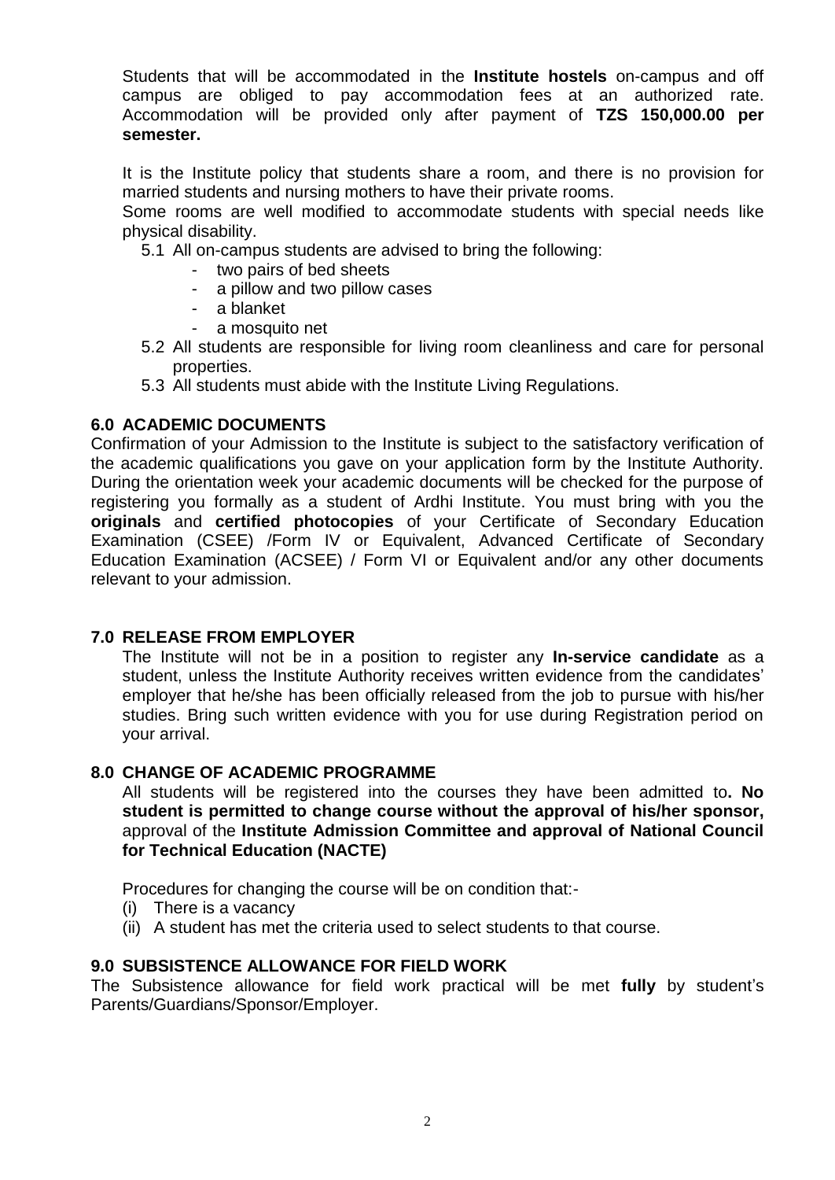Students that will be accommodated in the **Institute hostels** on-campus and off campus are obliged to pay accommodation fees at an authorized rate. Accommodation will be provided only after payment of **TZS 150,000.00 per semester.**

It is the Institute policy that students share a room, and there is no provision for married students and nursing mothers to have their private rooms.
Some rooms are well modified to accommodate students with special needs like physical disability.

5.1 All on-campus students are advised to bring the following:
- two pairs of bed sheets
- a pillow and two pillow cases
- a blanket
- a mosquito net

5.2 All students are responsible for living room cleanliness and care for personal properties.

5.3 All students must abide with the Institute Living Regulations.

## 6.0 ACADEMIC DOCUMENTS

Confirmation of your Admission to the Institute is subject to the satisfactory verification of the academic qualifications you gave on your application form by the Institute Authority. During the orientation week your academic documents will be checked for the purpose of registering you formally as a student of Ardhi Institute. You must bring with you the **originals** and **certified photocopies** of your Certificate of Secondary Education Examination (CSEE) /Form IV or Equivalent, Advanced Certificate of Secondary Education Examination (ACSEE) / Form VI or Equivalent and/or any other documents relevant to your admission.

## 7.0 RELEASE FROM EMPLOYER

The Institute will not be in a position to register any **In-service candidate** as a student, unless the Institute Authority receives written evidence from the candidates' employer that he/she has been officially released from the job to pursue with his/her studies. Bring such written evidence with you for use during Registration period on your arrival.

## 8.0 CHANGE OF ACADEMIC PROGRAMME

All students will be registered into the courses they have been admitted to**. No student is permitted to change course without the approval of his/her sponsor,** approval of the **Institute Admission Committee and approval of National Council for Technical Education (NACTE)**

Procedures for changing the course will be on condition that:-

(i) There is a vacancy
(ii) A student has met the criteria used to select students to that course.

## 9.0 SUBSISTENCE ALLOWANCE FOR FIELD WORK

The Subsistence allowance for field work practical will be met **fully** by student's Parents/Guardians/Sponsor/Employer.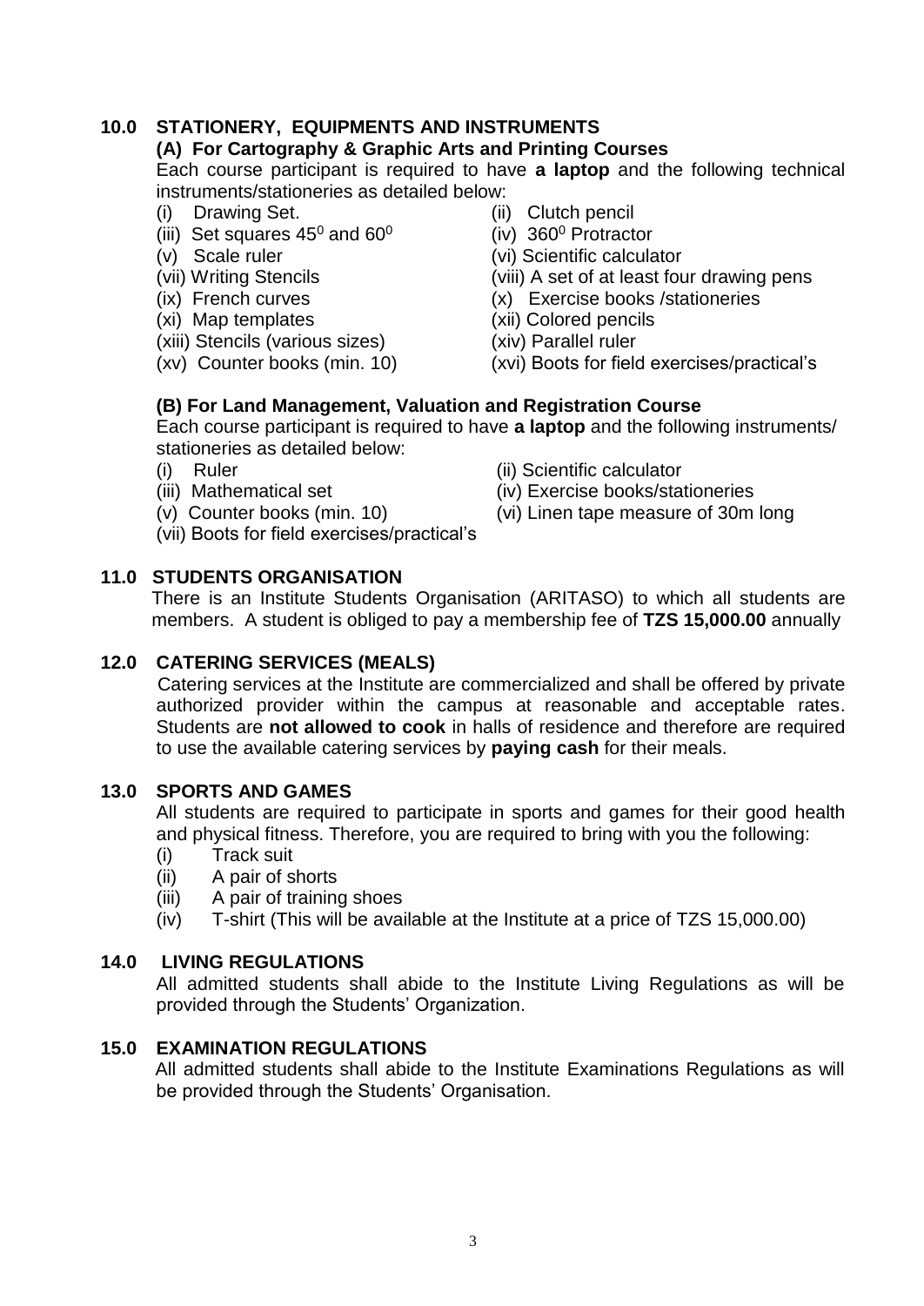## 10.0 STATIONERY, EQUIPMENTS AND INSTRUMENTS

### (A) For Cartography & Graphic Arts and Printing Courses

Each course participant is required to have **a laptop** and the following technical instruments/stationeries as detailed below:

(i) Drawing Set.
(ii) Clutch pencil
(iii) Set squares $45^0$ and $60^0$
(iv) $360^0$ Protractor
(v) Scale ruler
(vi) Scientific calculator
(vii) Writing Stencils
(viii) A set of at least four drawing pens
(ix) French curves
(x) Exercise books /stationeries
(xi) Map templates
(xii) Colored pencils
(xiii) Stencils (various sizes)
(xiv) Parallel ruler
(xv) Counter books (min. 10)
(xvi) Boots for field exercises/practical's

### (B) For Land Management, Valuation and Registration Course

Each course participant is required to have **a laptop** and the following instruments/ stationeries as detailed below:

(i) Ruler
(ii) Scientific calculator
(iii) Mathematical set
(iv) Exercise books/stationeries
(v) Counter books (min. 10)
(vi) Linen tape measure of 30m long
(vii) Boots for field exercises/practical's

## 11.0 STUDENTS ORGANISATION

There is an Institute Students Organisation (ARITASO) to which all students are members. A student is obliged to pay a membership fee of **TZS 15,000.00** annually

## 12.0 CATERING SERVICES (MEALS)

Catering services at the Institute are commercialized and shall be offered by private authorized provider within the campus at reasonable and acceptable rates. Students are **not allowed to cook** in halls of residence and therefore are required to use the available catering services by **paying cash** for their meals.

## 13.0 SPORTS AND GAMES

All students are required to participate in sports and games for their good health and physical fitness. Therefore, you are required to bring with you the following:

(i) Track suit
(ii) A pair of shorts
(iii) A pair of training shoes
(iv) T-shirt (This will be available at the Institute at a price of TZS 15,000.00)

## 14.0 LIVING REGULATIONS

All admitted students shall abide to the Institute Living Regulations as will be provided through the Students' Organization.

## 15.0 EXAMINATION REGULATIONS

All admitted students shall abide to the Institute Examinations Regulations as will be provided through the Students' Organisation.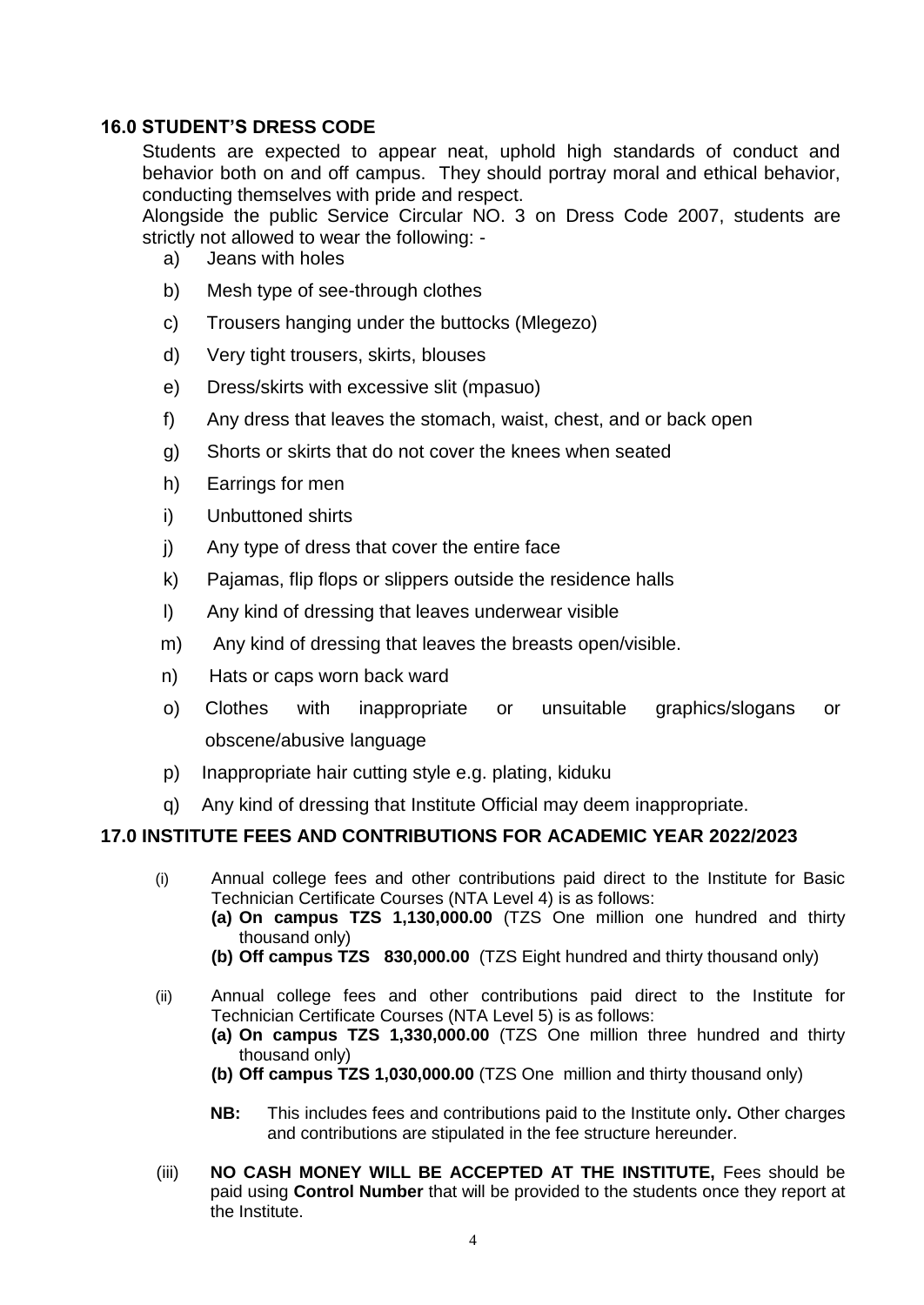## 16.0 STUDENT'S DRESS CODE

Students are expected to appear neat, uphold high standards of conduct and behavior both on and off campus. They should portray moral and ethical behavior, conducting themselves with pride and respect.

Alongside the public Service Circular NO. 3 on Dress Code 2007, students are strictly not allowed to wear the following: -

a) Jeans with holes
b) Mesh type of see-through clothes
c) Trousers hanging under the buttocks (Mlegezo)
d) Very tight trousers, skirts, blouses
e) Dress/skirts with excessive slit (mpasuo)
f) Any dress that leaves the stomach, waist, chest, and or back open
g) Shorts or skirts that do not cover the knees when seated
h) Earrings for men
i) Unbuttoned shirts
j) Any type of dress that cover the entire face
k) Pajamas, flip flops or slippers outside the residence halls
l) Any kind of dressing that leaves underwear visible
m) Any kind of dressing that leaves the breasts open/visible.
n) Hats or caps worn back ward
o) Clothes with inappropriate or unsuitable graphics/slogans or obscene/abusive language
p) Inappropriate hair cutting style e.g. plating, kiduku
q) Any kind of dressing that Institute Official may deem inappropriate.

## 17.0 INSTITUTE FEES AND CONTRIBUTIONS FOR ACADEMIC YEAR 2022/2023

(i) Annual college fees and other contributions paid direct to the Institute for Basic Technician Certificate Courses (NTA Level 4) is as follows:
   **(a) On campus TZS 1,130,000.00** (TZS One million one hundred and thirty thousand only)
   **(b) Off campus TZS 830,000.00** (TZS Eight hundred and thirty thousand only)

(ii) Annual college fees and other contributions paid direct to the Institute for Technician Certificate Courses (NTA Level 5) is as follows:
   **(a) On campus TZS 1,330,000.00** (TZS One million three hundred and thirty thousand only)
   **(b) Off campus TZS 1,030,000.00** (TZS One million and thirty thousand only)

   **NB:** This includes fees and contributions paid to the Institute only**.** Other charges and contributions are stipulated in the fee structure hereunder.

(iii) **NO CASH MONEY WILL BE ACCEPTED AT THE INSTITUTE,** Fees should be paid using **Control Number** that will be provided to the students once they report at the Institute.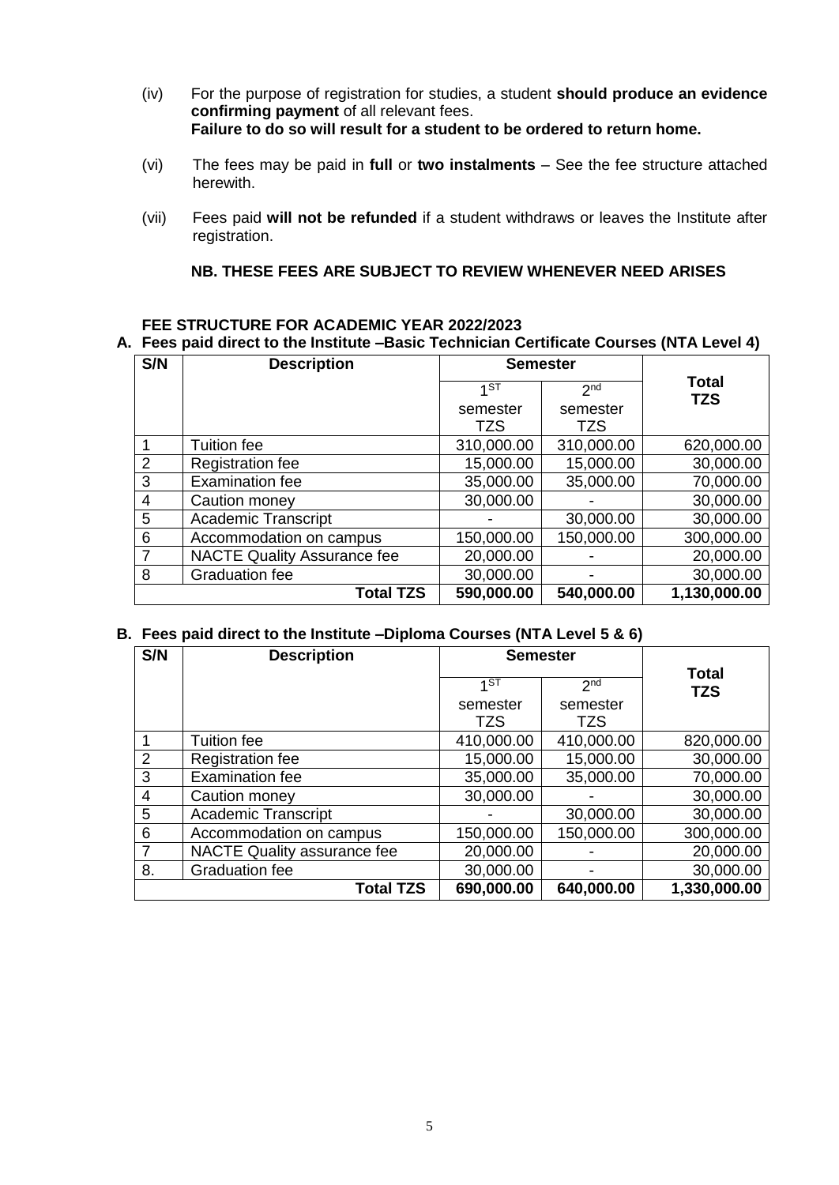(iv) For the purpose of registration for studies, a student **should produce an evidence confirming payment** of all relevant fees.
**Failure to do so will result for a student to be ordered to return home.**

(vi) The fees may be paid in **full** or **two instalments** – See the fee structure attached herewith.

(vii) Fees paid **will not be refunded** if a student withdraws or leaves the Institute after registration.

**NB. THESE FEES ARE SUBJECT TO REVIEW WHENEVER NEED ARISES**

**FEE STRUCTURE FOR ACADEMIC YEAR 2022/2023**

**A. Fees paid direct to the Institute –Basic Technician Certificate Courses (NTA Level 4)**

| S/N | Description | Semester | | Total TZS |
|---|---|---|---|---|
| | | 1ST semester TZS | 2nd semester TZS | |
| 1 | Tuition fee | 310,000.00 | 310,000.00 | 620,000.00 |
| 2 | Registration fee | 15,000.00 | 15,000.00 | 30,000.00 |
| 3 | Examination fee | 35,000.00 | 35,000.00 | 70,000.00 |
| 4 | Caution money | 30,000.00 | - | 30,000.00 |
| 5 | Academic Transcript | - | 30,000.00 | 30,000.00 |
| 6 | Accommodation on campus | 150,000.00 | 150,000.00 | 300,000.00 |
| 7 | NACTE Quality Assurance fee | 20,000.00 | - | 20,000.00 |
| 8 | Graduation fee | 30,000.00 | - | 30,000.00 |
| | **Total TZS** | **590,000.00** | **540,000.00** | **1,130,000.00** |

**B. Fees paid direct to the Institute –Diploma Courses (NTA Level 5 & 6)**

| S/N | Description | Semester | | Total TZS |
|---|---|---|---|---|
| | | 1ST semester TZS | 2nd semester TZS | |
| 1 | Tuition fee | 410,000.00 | 410,000.00 | 820,000.00 |
| 2 | Registration fee | 15,000.00 | 15,000.00 | 30,000.00 |
| 3 | Examination fee | 35,000.00 | 35,000.00 | 70,000.00 |
| 4 | Caution money | 30,000.00 | - | 30,000.00 |
| 5 | Academic Transcript | - | 30,000.00 | 30,000.00 |
| 6 | Accommodation on campus | 150,000.00 | 150,000.00 | 300,000.00 |
| 7 | NACTE Quality assurance fee | 20,000.00 | - | 20,000.00 |
| 8. | Graduation fee | 30,000.00 | - | 30,000.00 |
| | **Total TZS** | **690,000.00** | **640,000.00** | **1,330,000.00** |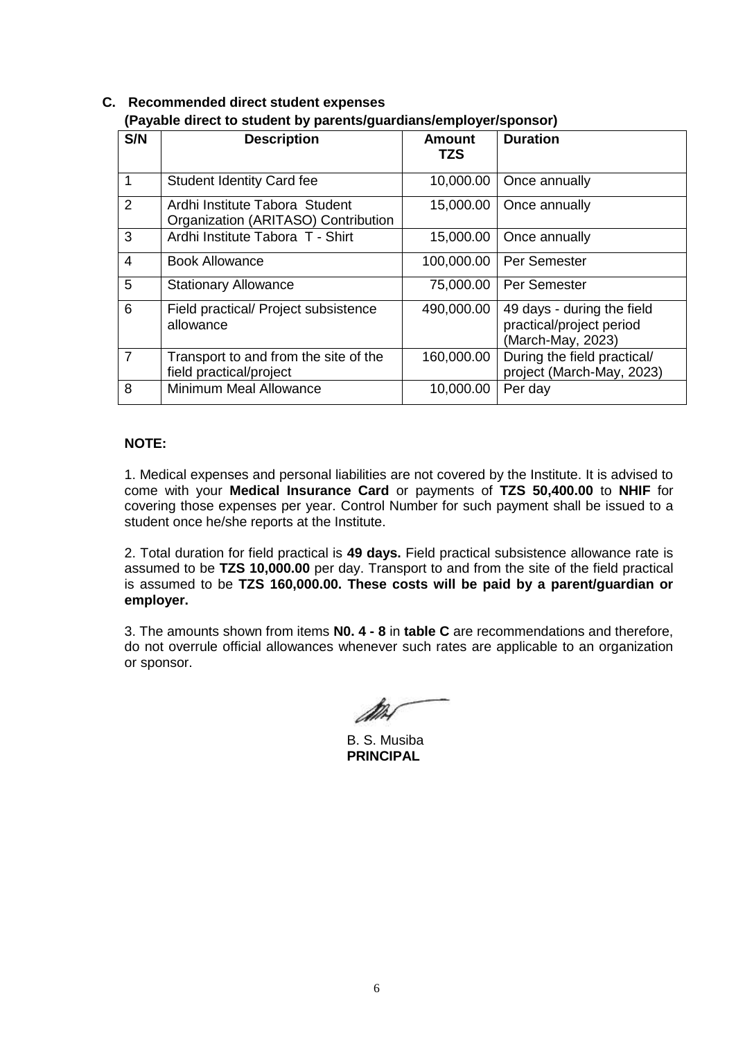### C. Recommended direct student expenses

**(Payable direct to student by parents/guardians/employer/sponsor)**

| S/N | Description | Amount TZS | Duration |
|---|---|---|---|
| 1 | Student Identity Card fee | 10,000.00 | Once annually |
| 2 | Ardhi Institute Tabora Student Organization (ARITASO) Contribution | 15,000.00 | Once annually |
| 3 | Ardhi Institute Tabora T - Shirt | 15,000.00 | Once annually |
| 4 | Book Allowance | 100,000.00 | Per Semester |
| 5 | Stationary Allowance | 75,000.00 | Per Semester |
| 6 | Field practical/ Project subsistence allowance | 490,000.00 | 49 days - during the field practical/project period (March-May, 2023) |
| 7 | Transport to and from the site of the field practical/project | 160,000.00 | During the field practical/ project (March-May, 2023) |
| 8 | Minimum Meal Allowance | 10,000.00 | Per day |

**NOTE:**

1. Medical expenses and personal liabilities are not covered by the Institute. It is advised to come with your **Medical Insurance Card** or payments of **TZS 50,400.00** to **NHIF** for covering those expenses per year. Control Number for such payment shall be issued to a student once he/she reports at the Institute.

2. Total duration for field practical is **49 days.** Field practical subsistence allowance rate is assumed to be **TZS 10,000.00** per day. Transport to and from the site of the field practical is assumed to be **TZS 160,000.00. These costs will be paid by a parent/guardian or employer.**

3. The amounts shown from items **N0. 4 - 8** in **table C** are recommendations and therefore, do not overrule official allowances whenever such rates are applicable to an organization or sponsor.

B. S. Musiba
**PRINCIPAL**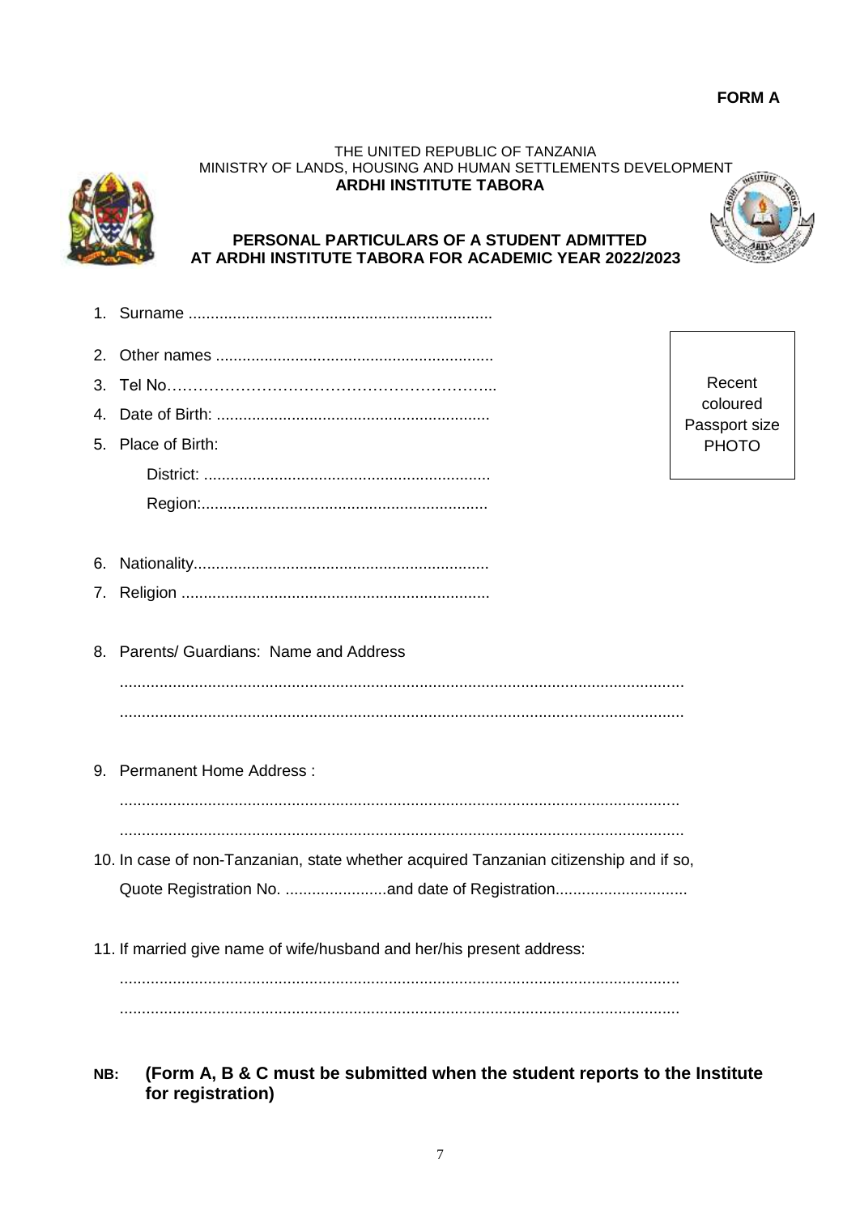**FORM A**

THE UNITED REPUBLIC OF TANZANIA
MINISTRY OF LANDS, HOUSING AND HUMAN SETTLEMENTS DEVELOPMENT
**ARDHI INSTITUTE TABORA**

**PERSONAL PARTICULARS OF A STUDENT ADMITTED AT ARDHI INSTITUTE TABORA FOR ACADEMIC YEAR 2022/2023**

Recent coloured Passport size PHOTO

1. Surname .....................................................................
2. Other names ..............................................................
3. Tel No………………………………………………………...
4. Date of Birth: .............................................................
5. Place of Birth:

   District: ................................................................

   Region:.................................................................

6. Nationality..................................................................
7. Religion .....................................................................
8. Parents/ Guardians: Name and Address

   ...............................................................................................................................

   ...............................................................................................................................

9. Permanent Home Address :

   ...............................................................................................................................

   ...............................................................................................................................

10. In case of non-Tanzanian, state whether acquired Tanzanian citizenship and if so, Quote Registration No. .......................and date of Registration.............................

11. If married give name of wife/husband and her/his present address:

    ...............................................................................................................................

    ...............................................................................................................................

**NB: (Form A, B & C must be submitted when the student reports to the Institute for registration)**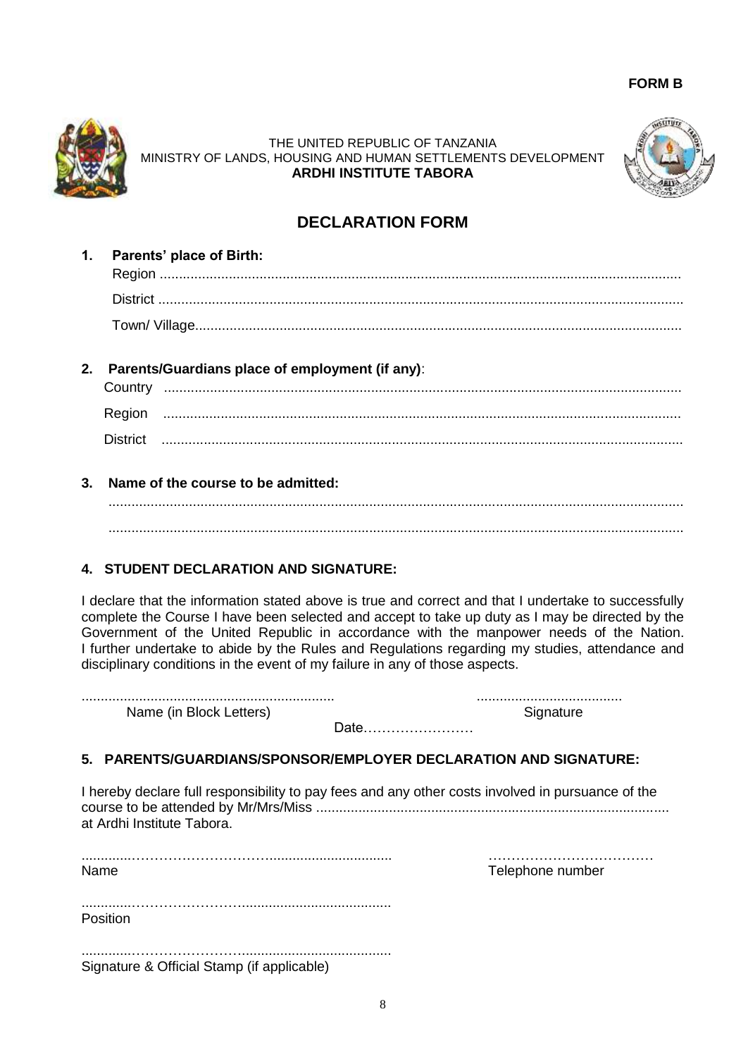**FORM B**

THE UNITED REPUBLIC OF TANZANIA
MINISTRY OF LANDS, HOUSING AND HUMAN SETTLEMENTS DEVELOPMENT
**ARDHI INSTITUTE TABORA**

# DECLARATION FORM

**1. Parents' place of Birth:**

Region ..........................................................................................................................................

District ..........................................................................................................................................

Town/ Village.................................................................................................................................

**2. Parents/Guardians place of employment (if any)**:

Country ........................................................................................................................................

Region ........................................................................................................................................

District ........................................................................................................................................

**3. Name of the course to be admitted:**

.....................................................................................................................................................

.....................................................................................................................................................

**4. STUDENT DECLARATION AND SIGNATURE:**

I declare that the information stated above is true and correct and that I undertake to successfully complete the Course I have been selected and accept to take up duty as I may be directed by the Government of the United Republic in accordance with the manpower needs of the Nation. I further undertake to abide by the Rules and Regulations regarding my studies, attendance and disciplinary conditions in the event of my failure in any of those aspects.

.................................................................... ......................................
Name (in Block Letters) Signature

Date……………………

**5. PARENTS/GUARDIANS/SPONSOR/EMPLOYER DECLARATION AND SIGNATURE:**

I hereby declare full responsibility to pay fees and any other costs involved in pursuance of the course to be attended by Mr/Mrs/Miss ........................................................................................... at Ardhi Institute Tabora.

............……………………….............................. ………………………………
Name Telephone number

............……………………......................................
Position

............……………………......................................
Signature & Official Stamp (if applicable)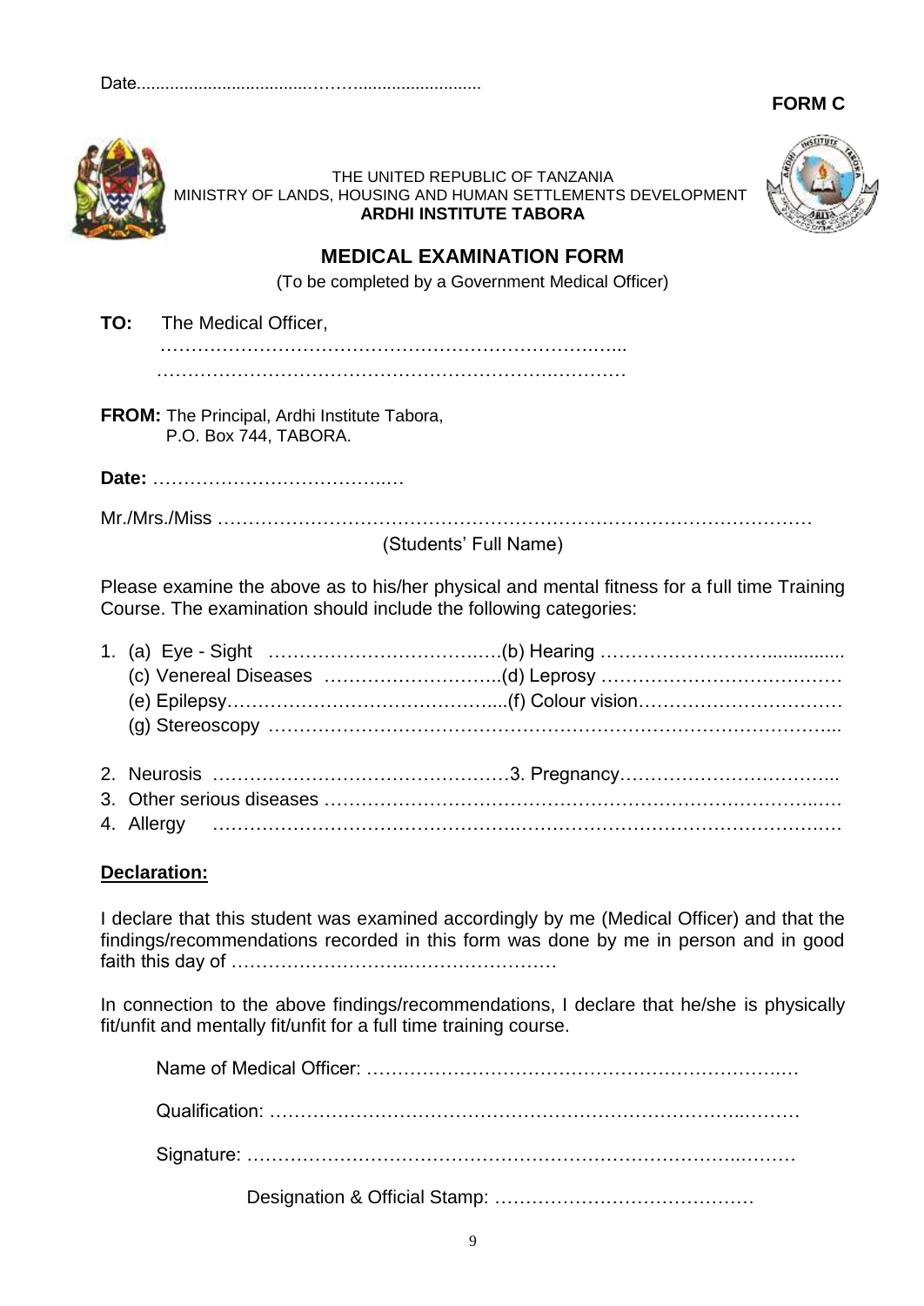Date....................................……….........................

**FORM C**

THE UNITED REPUBLIC OF TANZANIA
MINISTRY OF LANDS, HOUSING AND HUMAN SETTLEMENTS DEVELOPMENT
**ARDHI INSTITUTE TABORA**

## MEDICAL EXAMINATION FORM

(To be completed by a Government Medical Officer)

**TO:** The Medical Officer,
……………………………………………………………….……...
………………………………………………………….…………

**FROM:** The Principal, Ardhi Institute Tabora,
P.O. Box 744, TABORA.

**Date:** ………………….……………...…

Mr./Mrs./Miss ……………………………………………………………………………………
(Students' Full Name)

Please examine the above as to his/her physical and mental fitness for a full time Training Course. The examination should include the following categories:

1. (a) Eye - Sight ……………………………….….(b) Hearing ……………………….............
   (c) Venereal Diseases ………………………...(d) Leprosy …………………………………
   (e) Epilepsy……………………………………....(f) Colour vision……………………………
   (g) Stereoscopy ……………………………………………………………………………...

2. Neurosis …………………………………………3. Pregnancy……………………………...
3. Other serious diseases ……………………………………………………………………..…
4. Allergy ……………………………………….…………………………………………….….

**Declaration:**

I declare that this student was examined accordingly by me (Medical Officer) and that the findings/recommendations recorded in this form was done by me in person and in good faith this day of ……………………...……………………

In connection to the above findings/recommendations, I declare that he/she is physically fit/unfit and mentally fit/unfit for a full time training course.

Name of Medical Officer: ………………………………………………………………..…

Qualification: ……………………………………………………………………..………

Signature: ……………………………………………………………………….………

Designation & Official Stamp: ……………………………………